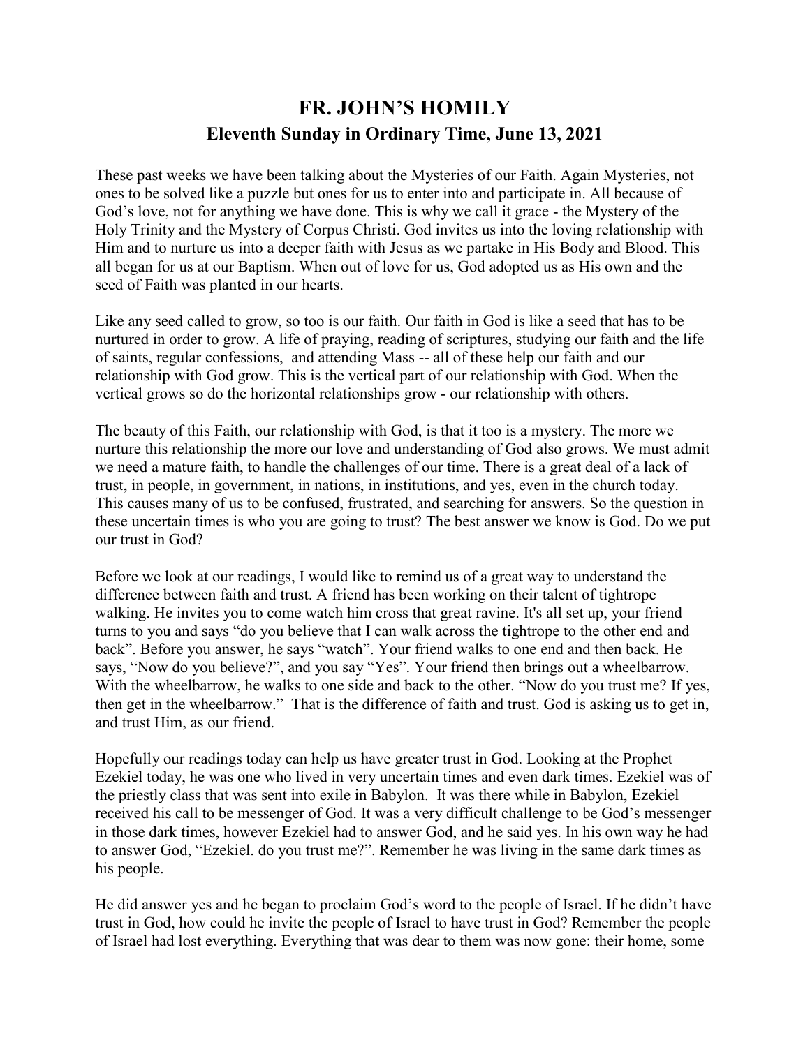# FR. JOHN'S HOMILY

## Eleventh Sunday in Ordinary Time, June 13, 2021

These past weeks we have been talking about the Mysteries of our Faith. Again Mysteries, not ones to be solved like a puzzle but ones for us to enter into and participate in. All because of God's love, not for anything we have done. This is why we call it grace - the Mystery of the Holy Trinity and the Mystery of Corpus Christi. God invites us into the loving relationship with Him and to nurture us into a deeper faith with Jesus as we partake in His Body and Blood. This all began for us at our Baptism. When out of love for us, God adopted us as His own and the seed of Faith was planted in our hearts.

Like any seed called to grow, so too is our faith. Our faith in God is like a seed that has to be nurtured in order to grow. A life of praying, reading of scriptures, studying our faith and the life of saints, regular confessions, and attending Mass -- all of these help our faith and our relationship with God grow. This is the vertical part of our relationship with God. When the vertical grows so do the horizontal relationships grow - our relationship with others.

The beauty of this Faith, our relationship with God, is that it too is a mystery. The more we nurture this relationship the more our love and understanding of God also grows. We must admit we need a mature faith, to handle the challenges of our time. There is a great deal of a lack of trust, in people, in government, in nations, in institutions, and yes, even in the church today. This causes many of us to be confused, frustrated, and searching for answers. So the question in these uncertain times is who you are going to trust? The best answer we know is God. Do we put our trust in God?

Before we look at our readings, I would like to remind us of a great way to understand the difference between faith and trust. A friend has been working on their talent of tightrope walking. He invites you to come watch him cross that great ravine. It's all set up, your friend turns to you and says "do you believe that I can walk across the tightrope to the other end and back". Before you answer, he says "watch". Your friend walks to one end and then back. He says, "Now do you believe?", and you say "Yes". Your friend then brings out a wheelbarrow. With the wheelbarrow, he walks to one side and back to the other. "Now do you trust me? If yes, then get in the wheelbarrow." That is the difference of faith and trust. God is asking us to get in, and trust Him, as our friend.

Hopefully our readings today can help us have greater trust in God. Looking at the Prophet Ezekiel today, he was one who lived in very uncertain times and even dark times. Ezekiel was of the priestly class that was sent into exile in Babylon. It was there while in Babylon, Ezekiel received his call to be messenger of God. It was a very difficult challenge to be God's messenger in those dark times, however Ezekiel had to answer God, and he said yes. In his own way he had to answer God, "Ezekiel. do you trust me?". Remember he was living in the same dark times as his people.

He did answer yes and he began to proclaim God's word to the people of Israel. If he didn't have trust in God, how could he invite the people of Israel to have trust in God? Remember the people of Israel had lost everything. Everything that was dear to them was now gone: their home, some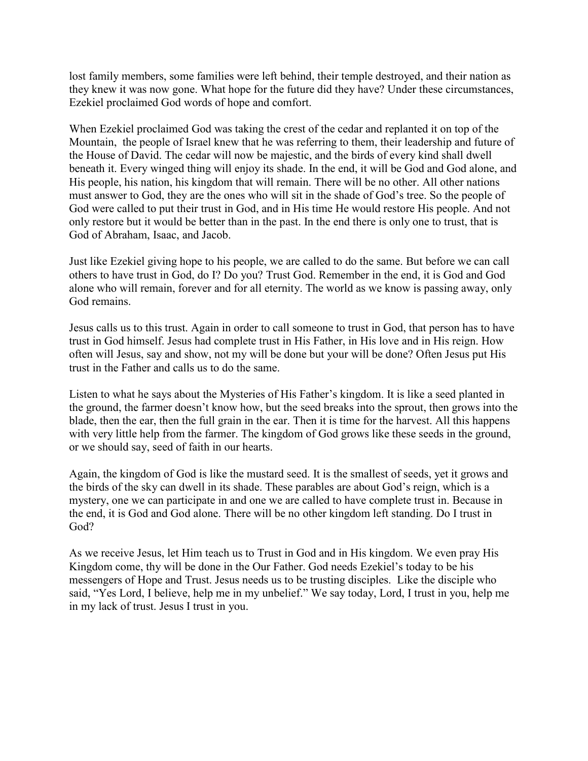lost family members, some families were left behind, their temple destroyed, and their nation as they knew it was now gone. What hope for the future did they have? Under these circumstances, Ezekiel proclaimed God words of hope and comfort.

When Ezekiel proclaimed God was taking the crest of the cedar and replanted it on top of the Mountain, the people of Israel knew that he was referring to them, their leadership and future of the House of David. The cedar will now be majestic, and the birds of every kind shall dwell beneath it. Every winged thing will enjoy its shade. In the end, it will be God and God alone, and His people, his nation, his kingdom that will remain. There will be no other. All other nations must answer to God, they are the ones who will sit in the shade of God's tree. So the people of God were called to put their trust in God, and in His time He would restore His people. And not only restore but it would be better than in the past. In the end there is only one to trust, that is God of Abraham, Isaac, and Jacob.

Just like Ezekiel giving hope to his people, we are called to do the same. But before we can call others to have trust in God, do I? Do you? Trust God. Remember in the end, it is God and God alone who will remain, forever and for all eternity. The world as we know is passing away, only God remains.

Jesus calls us to this trust. Again in order to call someone to trust in God, that person has to have trust in God himself. Jesus had complete trust in His Father, in His love and in His reign. How often will Jesus, say and show, not my will be done but your will be done? Often Jesus put His trust in the Father and calls us to do the same.

Listen to what he says about the Mysteries of His Father's kingdom. It is like a seed planted in the ground, the farmer doesn't know how, but the seed breaks into the sprout, then grows into the blade, then the ear, then the full grain in the ear. Then it is time for the harvest. All this happens with very little help from the farmer. The kingdom of God grows like these seeds in the ground, or we should say, seed of faith in our hearts.

Again, the kingdom of God is like the mustard seed. It is the smallest of seeds, yet it grows and the birds of the sky can dwell in its shade. These parables are about God's reign, which is a mystery, one we can participate in and one we are called to have complete trust in. Because in the end, it is God and God alone. There will be no other kingdom left standing. Do I trust in God?

As we receive Jesus, let Him teach us to Trust in God and in His kingdom. We even pray His Kingdom come, thy will be done in the Our Father. God needs Ezekiel's today to be his messengers of Hope and Trust. Jesus needs us to be trusting disciples. Like the disciple who said, "Yes Lord, I believe, help me in my unbelief." We say today, Lord, I trust in you, help me in my lack of trust. Jesus I trust in you.